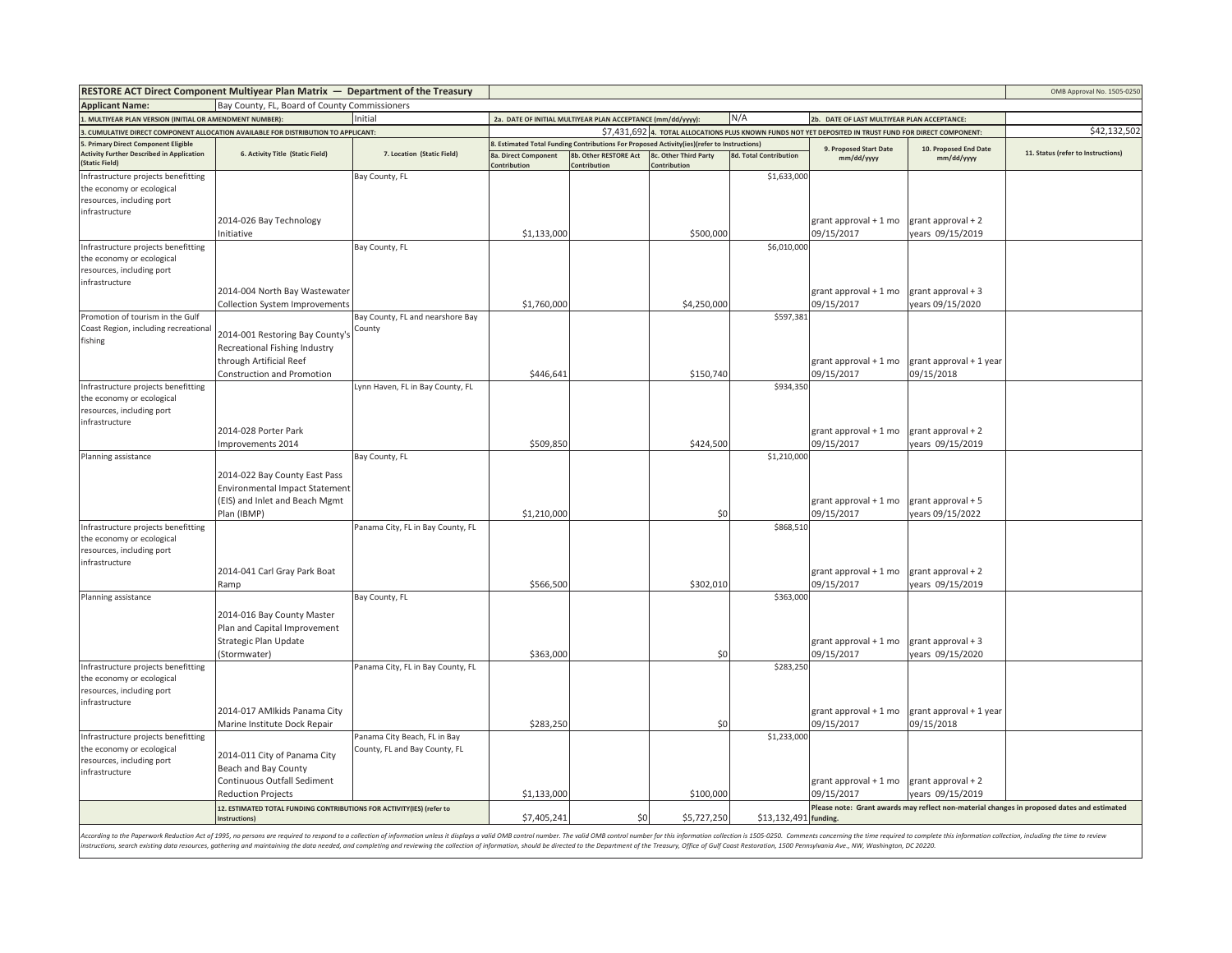## RESTORE ACT Direct Component Multiyear Plan Matrix — Department of the Treasury

OMB Approval No. 1505-0250

**Applicant Name:** Bay County, FL, Board of County Commissioners

**1. MULTIYEAR PLAN VERSION (INITIAL OR AMENDMENT NUMBER):** Initial

**2a. DATE OF INITIAL MULTIYEAR PLAN ACCEPTANCE (mm/dd/yyyy):** N/A

**2b. DATE OF LAST MULTIYEAR PLAN ACCEPTANCE:**

**3. CUMULATIVE DIRECT COMPONENT ALLOCATION AVAILABLE FOR DISTRIBUTION TO APPLICANT:** $7,431,692

**4. TOTAL ALLOCATIONS PLUS KNOWN FUNDS NOT YET DEPOSITED IN TRUST FUND FOR DIRECT COMPONENT:** $42,132,502

| 5. Primary Direct Component Eligible Activity Further Described in Application (Static Field) | 6. Activity Title (Static Field) | 7. Location (Static Field) | 8. Estimated Total Funding Contributions For Proposed Activity(ies)(refer to Instructions) | | | | 9. Proposed Start Date mm/dd/yyyy | 10. Proposed End Date mm/dd/yyyy | 11. Status (refer to Instructions) |
|---|---|---|---|---|---|---|---|---|---|
| | | | 8a. Direct Component Contribution | 8b. Other RESTORE Act Contribution | 8c. Other Third Party Contribution | 8d. Total Contribution | | | |
| Infrastructure projects benefitting the economy or ecological resources, including port infrastructure | 2014-026 Bay Technology Initiative | Bay County, FL | $1,133,000 | | $500,000 | $1,633,000 | grant approval + 1 mo 09/15/2017 | grant approval + 2 years 09/15/2019 | |
| Infrastructure projects benefitting the economy or ecological resources, including port infrastructure | 2014-004 North Bay Wastewater Collection System Improvements | Bay County, FL | $1,760,000 | | $4,250,000 | $6,010,000 | grant approval + 1 mo 09/15/2017 | grant approval + 3 years 09/15/2020 | |
| Promotion of tourism in the Gulf Coast Region, including recreational fishing | 2014-001 Restoring Bay County's Recreational Fishing Industry through Artificial Reef Construction and Promotion | Bay County, FL and nearshore Bay County | $446,641 | | $150,740 | $597,381 | grant approval + 1 mo 09/15/2017 | grant approval + 1 year 09/15/2018 | |
| Infrastructure projects benefitting the economy or ecological resources, including port infrastructure | 2014-028 Porter Park Improvements 2014 | Lynn Haven, FL in Bay County, FL | $509,850 | | $424,500 | $934,350 | grant approval + 1 mo 09/15/2017 | grant approval + 2 years 09/15/2019 | |
| Planning assistance | 2014-022 Bay County East Pass Environmental Impact Statement (EIS) and Inlet and Beach Mgmt Plan (IBMP) | Bay County, FL | $1,210,000 | | $0 | $1,210,000 | grant approval + 1 mo 09/15/2017 | grant approval + 5 years 09/15/2022 | |
| Infrastructure projects benefitting the economy or ecological resources, including port infrastructure | 2014-041 Carl Gray Park Boat Ramp | Panama City, FL in Bay County, FL | $566,500 | | $302,010 | $868,510 | grant approval + 1 mo 09/15/2017 | grant approval + 2 years 09/15/2019 | |
| Planning assistance | 2014-016 Bay County Master Plan and Capital Improvement Strategic Plan Update (Stormwater) | Bay County, FL | $363,000 | | $0 | $363,000 | grant approval + 1 mo 09/15/2017 | grant approval + 3 years 09/15/2020 | |
| Infrastructure projects benefitting the economy or ecological resources, including port infrastructure | 2014-017 AMIkids Panama City Marine Institute Dock Repair | Panama City, FL in Bay County, FL | $283,250 | | $0 | $283,250 | grant approval + 1 mo 09/15/2017 | grant approval + 1 year 09/15/2018 | |
| Infrastructure projects benefitting the economy or ecological resources, including port infrastructure | 2014-011 City of Panama City Beach and Bay County Continuous Outfall Sediment Reduction Projects | Panama City Beach, FL in Bay County, FL and Bay County, FL | $1,133,000 | | $100,000 | $1,233,000 | grant approval + 1 mo 09/15/2017 | grant approval + 2 years 09/15/2019 | |
| | 12. ESTIMATED TOTAL FUNDING CONTRIBUTIONS FOR ACTIVITY(IES) (refer to Instructions) | | $7,405,241 | $0 | $5,727,250 | $13,132,491 | Please note: Grant awards may reflect non-material changes in proposed dates and estimated funding. | | |

*According to the Paperwork Reduction Act of 1995, no persons are required to respond to a collection of information unless it displays a valid OMB control number. The valid OMB control number for this information collection is 1505-0250. Comments concerning the time required to complete this information collection, including the time to review instructions, search existing data resources, gathering and maintaining the data needed, and completing and reviewing the collection of information, should be directed to the Department of the Treasury, Office of Gulf Coast Restoration, 1500 Pennsylvania Ave., NW, Washington, DC 20220.*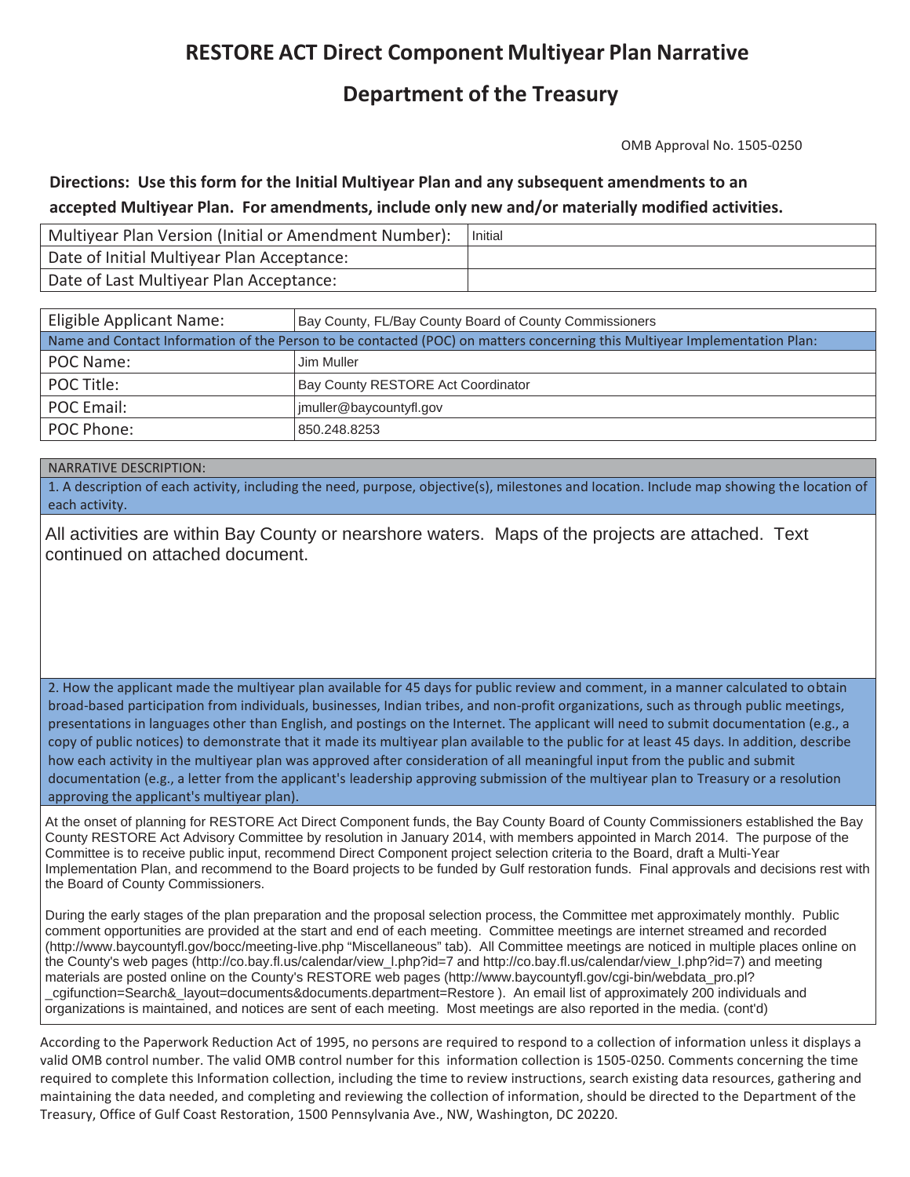# RESTORE ACT Direct Component Multiyear Plan Narrative

## Department of the Treasury

OMB Approval No. 1505-0250

**Directions: Use this form for the Initial Multiyear Plan and any subsequent amendments to an accepted Multiyear Plan. For amendments, include only new and/or materially modified activities.**

| | |
|---|---|
| Multiyear Plan Version (Initial or Amendment Number): | Initial |
| Date of Initial Multiyear Plan Acceptance: | |
| Date of Last Multiyear Plan Acceptance: | |

| | |
|---|---|
| Eligible Applicant Name: | Bay County, FL/Bay County Board of County Commissioners |
| Name and Contact Information of the Person to be contacted (POC) on matters concerning this Multiyear Implementation Plan: | |
| POC Name: | Jim Muller |
| POC Title: | Bay County RESTORE Act Coordinator |
| POC Email: | jmuller@baycountyfl.gov |
| POC Phone: | 850.248.8253 |

NARRATIVE DESCRIPTION:

1. A description of each activity, including the need, purpose, objective(s), milestones and location. Include map showing the location of each activity.

All activities are within Bay County or nearshore waters. Maps of the projects are attached. Text continued on attached document.

2. How the applicant made the multiyear plan available for 45 days for public review and comment, in a manner calculated to obtain broad-based participation from individuals, businesses, Indian tribes, and non-profit organizations, such as through public meetings, presentations in languages other than English, and postings on the Internet. The applicant will need to submit documentation (e.g., a copy of public notices) to demonstrate that it made its multiyear plan available to the public for at least 45 days. In addition, describe how each activity in the multiyear plan was approved after consideration of all meaningful input from the public and submit documentation (e.g., a letter from the applicant's leadership approving submission of the multiyear plan to Treasury or a resolution approving the applicant's multiyear plan).

At the onset of planning for RESTORE Act Direct Component funds, the Bay County Board of County Commissioners established the Bay County RESTORE Act Advisory Committee by resolution in January 2014, with members appointed in March 2014. The purpose of the Committee is to receive public input, recommend Direct Component project selection criteria to the Board, draft a Multi-Year Implementation Plan, and recommend to the Board projects to be funded by Gulf restoration funds. Final approvals and decisions rest with the Board of County Commissioners.

During the early stages of the plan preparation and the proposal selection process, the Committee met approximately monthly. Public comment opportunities are provided at the start and end of each meeting. Committee meetings are internet streamed and recorded (http://www.baycountyfl.gov/bocc/meeting-live.php "Miscellaneous" tab). All Committee meetings are noticed in multiple places online on the County's web pages (http://co.bay.fl.us/calendar/view_l.php?id=7 and http://co.bay.fl.us/calendar/view_l.php?id=7) and meeting materials are posted online on the County's RESTORE web pages (http://www.baycountyfl.gov/cgi-bin/webdata_pro.pl?_cgifunction=Search&_layout=documents&documents.department=Restore ). An email list of approximately 200 individuals and organizations is maintained, and notices are sent of each meeting. Most meetings are also reported in the media. (cont'd)

According to the Paperwork Reduction Act of 1995, no persons are required to respond to a collection of information unless it displays a valid OMB control number. The valid OMB control number for this information collection is 1505-0250. Comments concerning the time required to complete this Information collection, including the time to review instructions, search existing data resources, gathering and maintaining the data needed, and completing and reviewing the collection of information, should be directed to the Department of the Treasury, Office of Gulf Coast Restoration, 1500 Pennsylvania Ave., NW, Washington, DC 20220.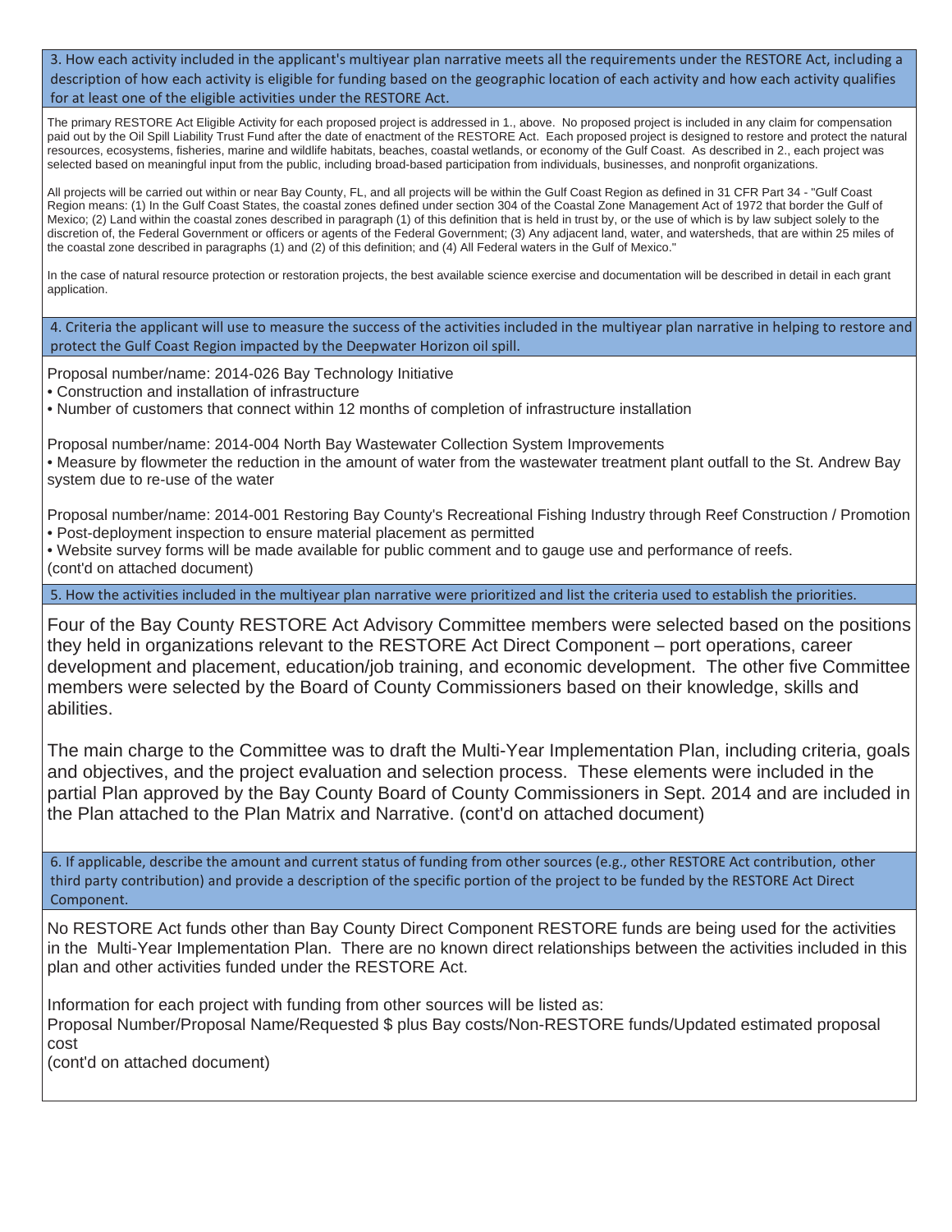### 3. How each activity included in the applicant's multiyear plan narrative meets all the requirements under the RESTORE Act, including a description of how each activity is eligible for funding based on the geographic location of each activity and how each activity qualifies for at least one of the eligible activities under the RESTORE Act.

The primary RESTORE Act Eligible Activity for each proposed project is addressed in 1., above. No proposed project is included in any claim for compensation paid out by the Oil Spill Liability Trust Fund after the date of enactment of the RESTORE Act. Each proposed project is designed to restore and protect the natural resources, ecosystems, fisheries, marine and wildlife habitats, beaches, coastal wetlands, or economy of the Gulf Coast. As described in 2., each project was selected based on meaningful input from the public, including broad-based participation from individuals, businesses, and nonprofit organizations.

All projects will be carried out within or near Bay County, FL, and all projects will be within the Gulf Coast Region as defined in 31 CFR Part 34 - "Gulf Coast Region means: (1) In the Gulf Coast States, the coastal zones defined under section 304 of the Coastal Zone Management Act of 1972 that border the Gulf of Mexico; (2) Land within the coastal zones described in paragraph (1) of this definition that is held in trust by, or the use of which is by law subject solely to the discretion of, the Federal Government or officers or agents of the Federal Government; (3) Any adjacent land, water, and watersheds, that are within 25 miles of the coastal zone described in paragraphs (1) and (2) of this definition; and (4) All Federal waters in the Gulf of Mexico."

In the case of natural resource protection or restoration projects, the best available science exercise and documentation will be described in detail in each grant application.

### 4. Criteria the applicant will use to measure the success of the activities included in the multiyear plan narrative in helping to restore and protect the Gulf Coast Region impacted by the Deepwater Horizon oil spill.

Proposal number/name: 2014-026 Bay Technology Initiative
- Construction and installation of infrastructure
- Number of customers that connect within 12 months of completion of infrastructure installation

Proposal number/name: 2014-004 North Bay Wastewater Collection System Improvements
- Measure by flowmeter the reduction in the amount of water from the wastewater treatment plant outfall to the St. Andrew Bay system due to re-use of the water

Proposal number/name: 2014-001 Restoring Bay County's Recreational Fishing Industry through Reef Construction / Promotion
- Post-deployment inspection to ensure material placement as permitted
- Website survey forms will be made available for public comment and to gauge use and performance of reefs.

(cont'd on attached document)

### 5. How the activities included in the multiyear plan narrative were prioritized and list the criteria used to establish the priorities.

Four of the Bay County RESTORE Act Advisory Committee members were selected based on the positions they held in organizations relevant to the RESTORE Act Direct Component – port operations, career development and placement, education/job training, and economic development. The other five Committee members were selected by the Board of County Commissioners based on their knowledge, skills and abilities.

The main charge to the Committee was to draft the Multi-Year Implementation Plan, including criteria, goals and objectives, and the project evaluation and selection process. These elements were included in the partial Plan approved by the Bay County Board of County Commissioners in Sept. 2014 and are included in the Plan attached to the Plan Matrix and Narrative. (cont'd on attached document)

### 6. If applicable, describe the amount and current status of funding from other sources (e.g., other RESTORE Act contribution, other third party contribution) and provide a description of the specific portion of the project to be funded by the RESTORE Act Direct Component.

No RESTORE Act funds other than Bay County Direct Component RESTORE funds are being used for the activities in the Multi-Year Implementation Plan. There are no known direct relationships between the activities included in this plan and other activities funded under the RESTORE Act.

Information for each project with funding from other sources will be listed as:
Proposal Number/Proposal Name/Requested $ plus Bay costs/Non-RESTORE funds/Updated estimated proposal cost
(cont'd on attached document)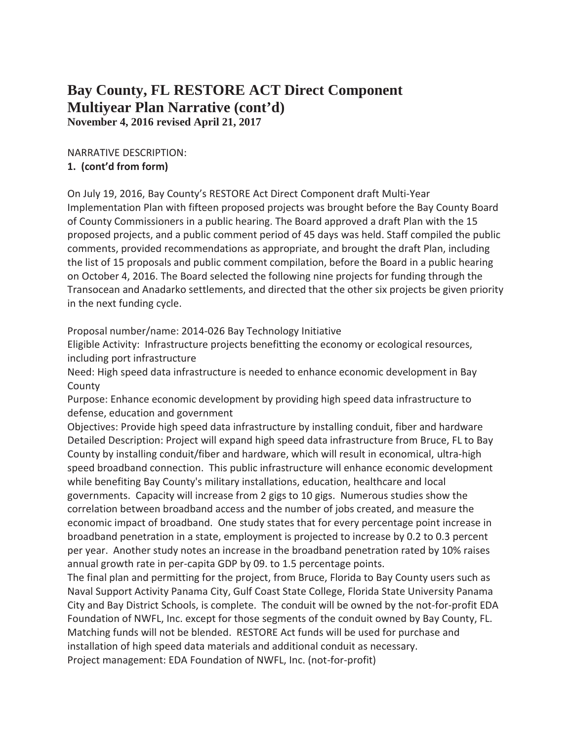# Bay County, FL RESTORE ACT Direct Component Multiyear Plan Narrative (cont'd)

**November 4, 2016 revised April 21, 2017**

NARRATIVE DESCRIPTION:

**1. (cont'd from form)**

On July 19, 2016, Bay County's RESTORE Act Direct Component draft Multi-Year Implementation Plan with fifteen proposed projects was brought before the Bay County Board of County Commissioners in a public hearing. The Board approved a draft Plan with the 15 proposed projects, and a public comment period of 45 days was held. Staff compiled the public comments, provided recommendations as appropriate, and brought the draft Plan, including the list of 15 proposals and public comment compilation, before the Board in a public hearing on October 4, 2016. The Board selected the following nine projects for funding through the Transocean and Anadarko settlements, and directed that the other six projects be given priority in the next funding cycle.

Proposal number/name: 2014-026 Bay Technology Initiative

Eligible Activity: Infrastructure projects benefitting the economy or ecological resources, including port infrastructure

Need: High speed data infrastructure is needed to enhance economic development in Bay County

Purpose: Enhance economic development by providing high speed data infrastructure to defense, education and government

Objectives: Provide high speed data infrastructure by installing conduit, fiber and hardware

Detailed Description: Project will expand high speed data infrastructure from Bruce, FL to Bay County by installing conduit/fiber and hardware, which will result in economical, ultra-high speed broadband connection. This public infrastructure will enhance economic development while benefiting Bay County's military installations, education, healthcare and local governments. Capacity will increase from 2 gigs to 10 gigs. Numerous studies show the correlation between broadband access and the number of jobs created, and measure the economic impact of broadband. One study states that for every percentage point increase in broadband penetration in a state, employment is projected to increase by 0.2 to 0.3 percent per year. Another study notes an increase in the broadband penetration rated by 10% raises annual growth rate in per-capita GDP by 09. to 1.5 percentage points.

The final plan and permitting for the project, from Bruce, Florida to Bay County users such as Naval Support Activity Panama City, Gulf Coast State College, Florida State University Panama City and Bay District Schools, is complete. The conduit will be owned by the not-for-profit EDA Foundation of NWFL, Inc. except for those segments of the conduit owned by Bay County, FL. Matching funds will not be blended. RESTORE Act funds will be used for purchase and installation of high speed data materials and additional conduit as necessary.

Project management: EDA Foundation of NWFL, Inc. (not-for-profit)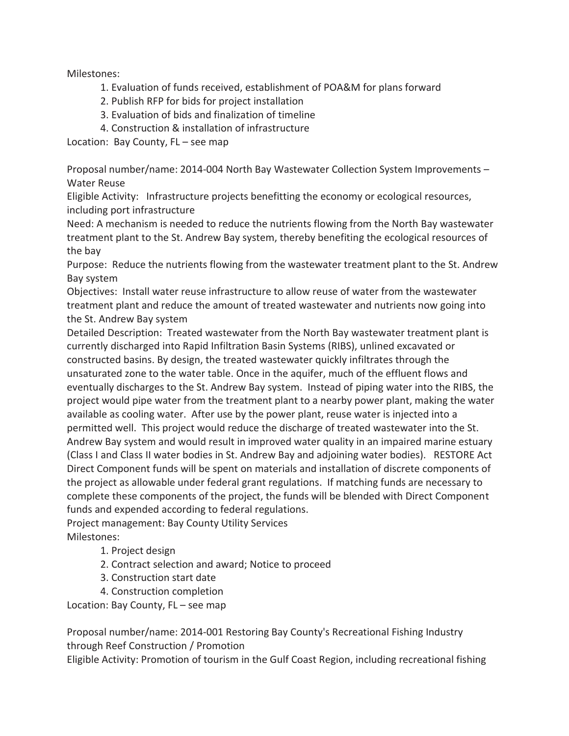Milestones:

1. Evaluation of funds received, establishment of POA&M for plans forward
2. Publish RFP for bids for project installation
3. Evaluation of bids and finalization of timeline
4. Construction & installation of infrastructure

Location: Bay County, FL – see map

Proposal number/name: 2014-004 North Bay Wastewater Collection System Improvements – Water Reuse
Eligible Activity: Infrastructure projects benefitting the economy or ecological resources, including port infrastructure
Need: A mechanism is needed to reduce the nutrients flowing from the North Bay wastewater treatment plant to the St. Andrew Bay system, thereby benefiting the ecological resources of the bay
Purpose: Reduce the nutrients flowing from the wastewater treatment plant to the St. Andrew Bay system
Objectives: Install water reuse infrastructure to allow reuse of water from the wastewater treatment plant and reduce the amount of treated wastewater and nutrients now going into the St. Andrew Bay system
Detailed Description: Treated wastewater from the North Bay wastewater treatment plant is currently discharged into Rapid Infiltration Basin Systems (RIBS), unlined excavated or constructed basins. By design, the treated wastewater quickly infiltrates through the unsaturated zone to the water table. Once in the aquifer, much of the effluent flows and eventually discharges to the St. Andrew Bay system. Instead of piping water into the RIBS, the project would pipe water from the treatment plant to a nearby power plant, making the water available as cooling water. After use by the power plant, reuse water is injected into a permitted well. This project would reduce the discharge of treated wastewater into the St. Andrew Bay system and would result in improved water quality in an impaired marine estuary (Class I and Class II water bodies in St. Andrew Bay and adjoining water bodies). RESTORE Act Direct Component funds will be spent on materials and installation of discrete components of the project as allowable under federal grant regulations. If matching funds are necessary to complete these components of the project, the funds will be blended with Direct Component funds and expended according to federal regulations.
Project management: Bay County Utility Services
Milestones:

1. Project design
2. Contract selection and award; Notice to proceed
3. Construction start date
4. Construction completion

Location: Bay County, FL – see map

Proposal number/name: 2014-001 Restoring Bay County's Recreational Fishing Industry through Reef Construction / Promotion
Eligible Activity: Promotion of tourism in the Gulf Coast Region, including recreational fishing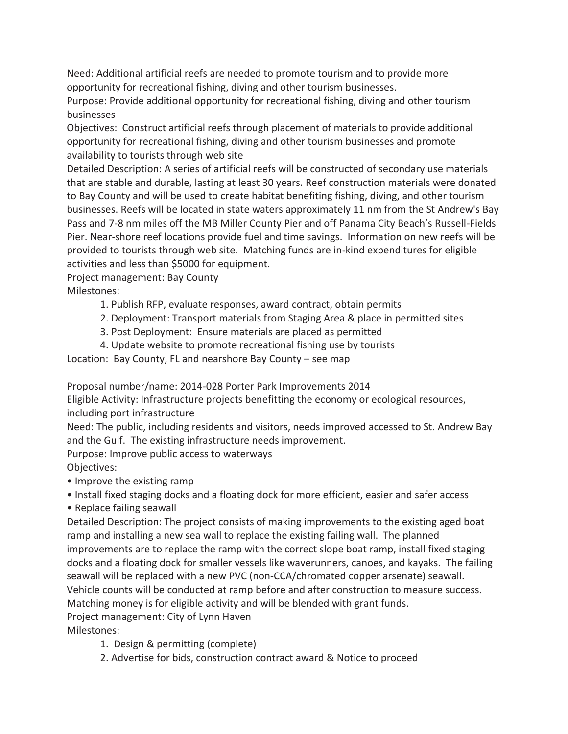Need: Additional artificial reefs are needed to promote tourism and to provide more opportunity for recreational fishing, diving and other tourism businesses.

Purpose: Provide additional opportunity for recreational fishing, diving and other tourism businesses

Objectives: Construct artificial reefs through placement of materials to provide additional opportunity for recreational fishing, diving and other tourism businesses and promote availability to tourists through web site

Detailed Description: A series of artificial reefs will be constructed of secondary use materials that are stable and durable, lasting at least 30 years. Reef construction materials were donated to Bay County and will be used to create habitat benefiting fishing, diving, and other tourism businesses. Reefs will be located in state waters approximately 11 nm from the St Andrew's Bay Pass and 7-8 nm miles off the MB Miller County Pier and off Panama City Beach's Russell-Fields Pier. Near-shore reef locations provide fuel and time savings. Information on new reefs will be provided to tourists through web site. Matching funds are in-kind expenditures for eligible activities and less than $5000 for equipment.

Project management: Bay County

Milestones:

1. Publish RFP, evaluate responses, award contract, obtain permits
2. Deployment: Transport materials from Staging Area & place in permitted sites
3. Post Deployment: Ensure materials are placed as permitted
4. Update website to promote recreational fishing use by tourists

Location: Bay County, FL and nearshore Bay County – see map

Proposal number/name: 2014-028 Porter Park Improvements 2014

Eligible Activity: Infrastructure projects benefitting the economy or ecological resources, including port infrastructure

Need: The public, including residents and visitors, needs improved accessed to St. Andrew Bay and the Gulf. The existing infrastructure needs improvement.

Purpose: Improve public access to waterways

Objectives:

- Improve the existing ramp
- Install fixed staging docks and a floating dock for more efficient, easier and safer access
- Replace failing seawall

Detailed Description: The project consists of making improvements to the existing aged boat ramp and installing a new sea wall to replace the existing failing wall. The planned improvements are to replace the ramp with the correct slope boat ramp, install fixed staging docks and a floating dock for smaller vessels like waverunners, canoes, and kayaks. The failing seawall will be replaced with a new PVC (non-CCA/chromated copper arsenate) seawall. Vehicle counts will be conducted at ramp before and after construction to measure success. Matching money is for eligible activity and will be blended with grant funds.

Project management: City of Lynn Haven

Milestones:

1. Design & permitting (complete)
2. Advertise for bids, construction contract award & Notice to proceed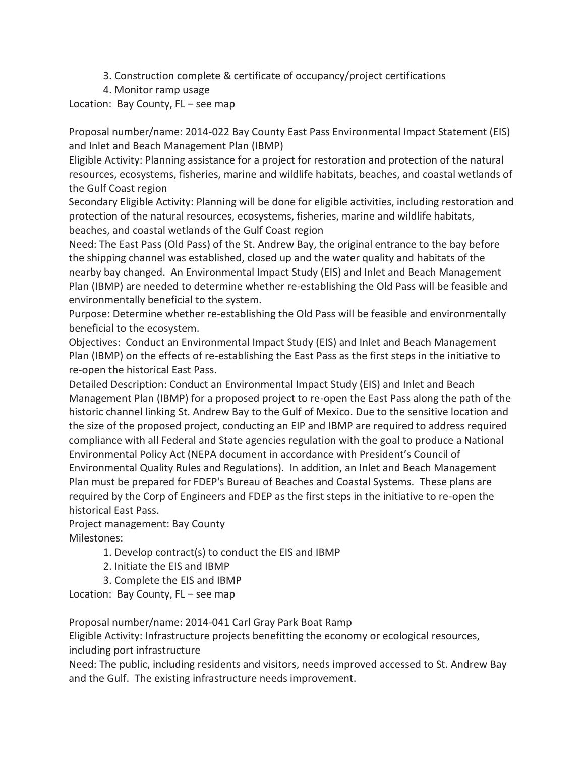3. Construction complete & certificate of occupancy/project certifications
4. Monitor ramp usage

Location: Bay County, FL – see map

Proposal number/name: 2014-022 Bay County East Pass Environmental Impact Statement (EIS) and Inlet and Beach Management Plan (IBMP)
Eligible Activity: Planning assistance for a project for restoration and protection of the natural resources, ecosystems, fisheries, marine and wildlife habitats, beaches, and coastal wetlands of the Gulf Coast region
Secondary Eligible Activity: Planning will be done for eligible activities, including restoration and protection of the natural resources, ecosystems, fisheries, marine and wildlife habitats, beaches, and coastal wetlands of the Gulf Coast region
Need: The East Pass (Old Pass) of the St. Andrew Bay, the original entrance to the bay before the shipping channel was established, closed up and the water quality and habitats of the nearby bay changed. An Environmental Impact Study (EIS) and Inlet and Beach Management Plan (IBMP) are needed to determine whether re-establishing the Old Pass will be feasible and environmentally beneficial to the system.
Purpose: Determine whether re-establishing the Old Pass will be feasible and environmentally beneficial to the ecosystem.
Objectives: Conduct an Environmental Impact Study (EIS) and Inlet and Beach Management Plan (IBMP) on the effects of re-establishing the East Pass as the first steps in the initiative to re-open the historical East Pass.
Detailed Description: Conduct an Environmental Impact Study (EIS) and Inlet and Beach Management Plan (IBMP) for a proposed project to re-open the East Pass along the path of the historic channel linking St. Andrew Bay to the Gulf of Mexico. Due to the sensitive location and the size of the proposed project, conducting an EIP and IBMP are required to address required compliance with all Federal and State agencies regulation with the goal to produce a National Environmental Policy Act (NEPA document in accordance with President's Council of Environmental Quality Rules and Regulations). In addition, an Inlet and Beach Management Plan must be prepared for FDEP's Bureau of Beaches and Coastal Systems. These plans are required by the Corp of Engineers and FDEP as the first steps in the initiative to re-open the historical East Pass.
Project management: Bay County
Milestones:

1. Develop contract(s) to conduct the EIS and IBMP
2. Initiate the EIS and IBMP
3. Complete the EIS and IBMP

Location: Bay County, FL – see map

Proposal number/name: 2014-041 Carl Gray Park Boat Ramp
Eligible Activity: Infrastructure projects benefitting the economy or ecological resources, including port infrastructure
Need: The public, including residents and visitors, needs improved accessed to St. Andrew Bay and the Gulf. The existing infrastructure needs improvement.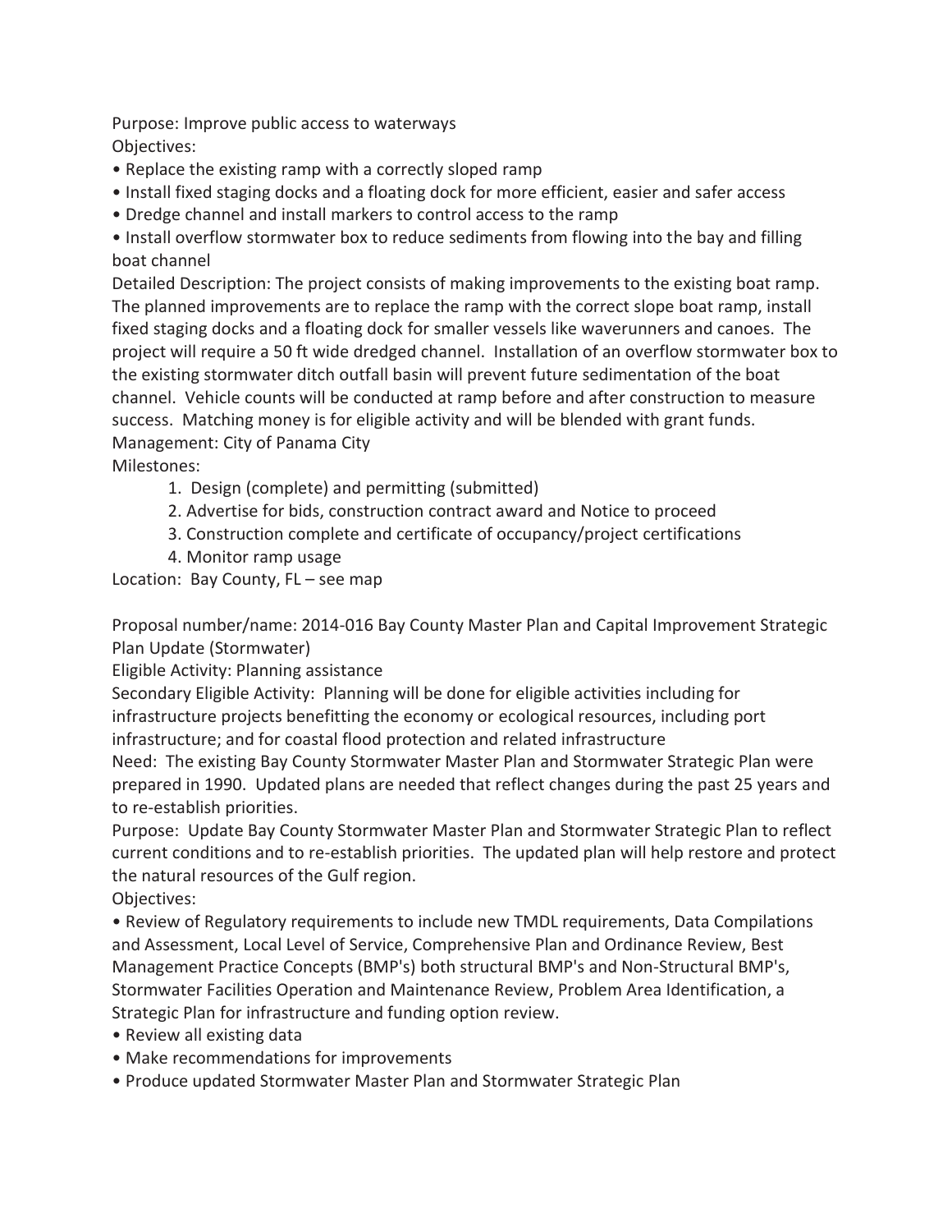Purpose: Improve public access to waterways

Objectives:

- Replace the existing ramp with a correctly sloped ramp
- Install fixed staging docks and a floating dock for more efficient, easier and safer access
- Dredge channel and install markers to control access to the ramp
- Install overflow stormwater box to reduce sediments from flowing into the bay and filling boat channel

Detailed Description: The project consists of making improvements to the existing boat ramp. The planned improvements are to replace the ramp with the correct slope boat ramp, install fixed staging docks and a floating dock for smaller vessels like waverunners and canoes. The project will require a 50 ft wide dredged channel. Installation of an overflow stormwater box to the existing stormwater ditch outfall basin will prevent future sedimentation of the boat channel. Vehicle counts will be conducted at ramp before and after construction to measure success. Matching money is for eligible activity and will be blended with grant funds.

Management: City of Panama City

Milestones:

1. Design (complete) and permitting (submitted)
2. Advertise for bids, construction contract award and Notice to proceed
3. Construction complete and certificate of occupancy/project certifications
4. Monitor ramp usage

Location: Bay County, FL – see map

Proposal number/name: 2014-016 Bay County Master Plan and Capital Improvement Strategic Plan Update (Stormwater)

Eligible Activity: Planning assistance

Secondary Eligible Activity: Planning will be done for eligible activities including for infrastructure projects benefitting the economy or ecological resources, including port infrastructure; and for coastal flood protection and related infrastructure

Need: The existing Bay County Stormwater Master Plan and Stormwater Strategic Plan were prepared in 1990. Updated plans are needed that reflect changes during the past 25 years and to re-establish priorities.

Purpose: Update Bay County Stormwater Master Plan and Stormwater Strategic Plan to reflect current conditions and to re-establish priorities. The updated plan will help restore and protect the natural resources of the Gulf region.

Objectives:

- Review of Regulatory requirements to include new TMDL requirements, Data Compilations and Assessment, Local Level of Service, Comprehensive Plan and Ordinance Review, Best Management Practice Concepts (BMP's) both structural BMP's and Non-Structural BMP's, Stormwater Facilities Operation and Maintenance Review, Problem Area Identification, a Strategic Plan for infrastructure and funding option review.
- Review all existing data
- Make recommendations for improvements
- Produce updated Stormwater Master Plan and Stormwater Strategic Plan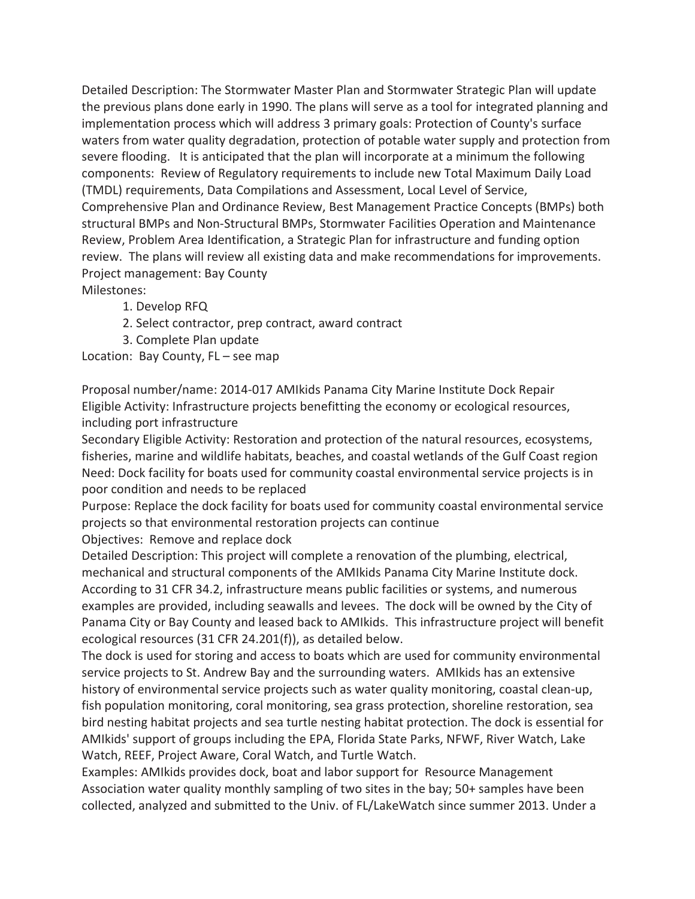Detailed Description: The Stormwater Master Plan and Stormwater Strategic Plan will update the previous plans done early in 1990. The plans will serve as a tool for integrated planning and implementation process which will address 3 primary goals: Protection of County's surface waters from water quality degradation, protection of potable water supply and protection from severe flooding. It is anticipated that the plan will incorporate at a minimum the following components: Review of Regulatory requirements to include new Total Maximum Daily Load (TMDL) requirements, Data Compilations and Assessment, Local Level of Service, Comprehensive Plan and Ordinance Review, Best Management Practice Concepts (BMPs) both structural BMPs and Non-Structural BMPs, Stormwater Facilities Operation and Maintenance Review, Problem Area Identification, a Strategic Plan for infrastructure and funding option review. The plans will review all existing data and make recommendations for improvements.
Project management: Bay County
Milestones:

1. Develop RFQ
2. Select contractor, prep contract, award contract
3. Complete Plan update

Location: Bay County, FL – see map

Proposal number/name: 2014-017 AMIkids Panama City Marine Institute Dock Repair
Eligible Activity: Infrastructure projects benefitting the economy or ecological resources, including port infrastructure
Secondary Eligible Activity: Restoration and protection of the natural resources, ecosystems, fisheries, marine and wildlife habitats, beaches, and coastal wetlands of the Gulf Coast region
Need: Dock facility for boats used for community coastal environmental service projects is in poor condition and needs to be replaced
Purpose: Replace the dock facility for boats used for community coastal environmental service projects so that environmental restoration projects can continue
Objectives: Remove and replace dock
Detailed Description: This project will complete a renovation of the plumbing, electrical, mechanical and structural components of the AMIkids Panama City Marine Institute dock. According to 31 CFR 34.2, infrastructure means public facilities or systems, and numerous examples are provided, including seawalls and levees. The dock will be owned by the City of Panama City or Bay County and leased back to AMIkids. This infrastructure project will benefit ecological resources (31 CFR 24.201(f)), as detailed below.
The dock is used for storing and access to boats which are used for community environmental service projects to St. Andrew Bay and the surrounding waters. AMIkids has an extensive history of environmental service projects such as water quality monitoring, coastal clean-up, fish population monitoring, coral monitoring, sea grass protection, shoreline restoration, sea bird nesting habitat projects and sea turtle nesting habitat protection. The dock is essential for AMIkids' support of groups including the EPA, Florida State Parks, NFWF, River Watch, Lake Watch, REEF, Project Aware, Coral Watch, and Turtle Watch.
Examples: AMIkids provides dock, boat and labor support for Resource Management Association water quality monthly sampling of two sites in the bay; 50+ samples have been collected, analyzed and submitted to the Univ. of FL/LakeWatch since summer 2013. Under a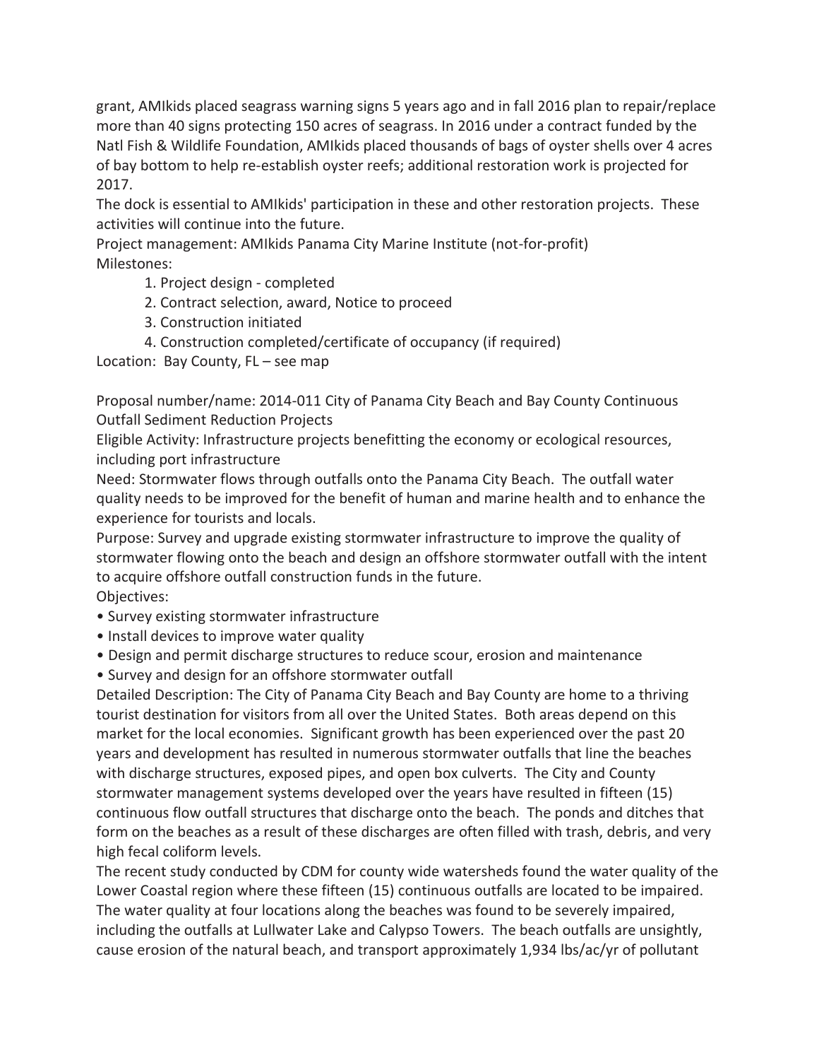grant, AMIkids placed seagrass warning signs 5 years ago and in fall 2016 plan to repair/replace more than 40 signs protecting 150 acres of seagrass. In 2016 under a contract funded by the Natl Fish & Wildlife Foundation, AMIkids placed thousands of bags of oyster shells over 4 acres of bay bottom to help re-establish oyster reefs; additional restoration work is projected for 2017.

The dock is essential to AMIkids' participation in these and other restoration projects. These activities will continue into the future.

Project management: AMIkids Panama City Marine Institute (not-for-profit)

Milestones:

1. Project design - completed
2. Contract selection, award, Notice to proceed
3. Construction initiated
4. Construction completed/certificate of occupancy (if required)

Location: Bay County, FL – see map

Proposal number/name: 2014-011 City of Panama City Beach and Bay County Continuous Outfall Sediment Reduction Projects

Eligible Activity: Infrastructure projects benefitting the economy or ecological resources, including port infrastructure

Need: Stormwater flows through outfalls onto the Panama City Beach. The outfall water quality needs to be improved for the benefit of human and marine health and to enhance the experience for tourists and locals.

Purpose: Survey and upgrade existing stormwater infrastructure to improve the quality of stormwater flowing onto the beach and design an offshore stormwater outfall with the intent to acquire offshore outfall construction funds in the future.

Objectives:

- Survey existing stormwater infrastructure
- Install devices to improve water quality
- Design and permit discharge structures to reduce scour, erosion and maintenance
- Survey and design for an offshore stormwater outfall

Detailed Description: The City of Panama City Beach and Bay County are home to a thriving tourist destination for visitors from all over the United States. Both areas depend on this market for the local economies. Significant growth has been experienced over the past 20 years and development has resulted in numerous stormwater outfalls that line the beaches with discharge structures, exposed pipes, and open box culverts. The City and County stormwater management systems developed over the years have resulted in fifteen (15) continuous flow outfall structures that discharge onto the beach. The ponds and ditches that form on the beaches as a result of these discharges are often filled with trash, debris, and very high fecal coliform levels.

The recent study conducted by CDM for county wide watersheds found the water quality of the Lower Coastal region where these fifteen (15) continuous outfalls are located to be impaired. The water quality at four locations along the beaches was found to be severely impaired, including the outfalls at Lullwater Lake and Calypso Towers. The beach outfalls are unsightly, cause erosion of the natural beach, and transport approximately 1,934 lbs/ac/yr of pollutant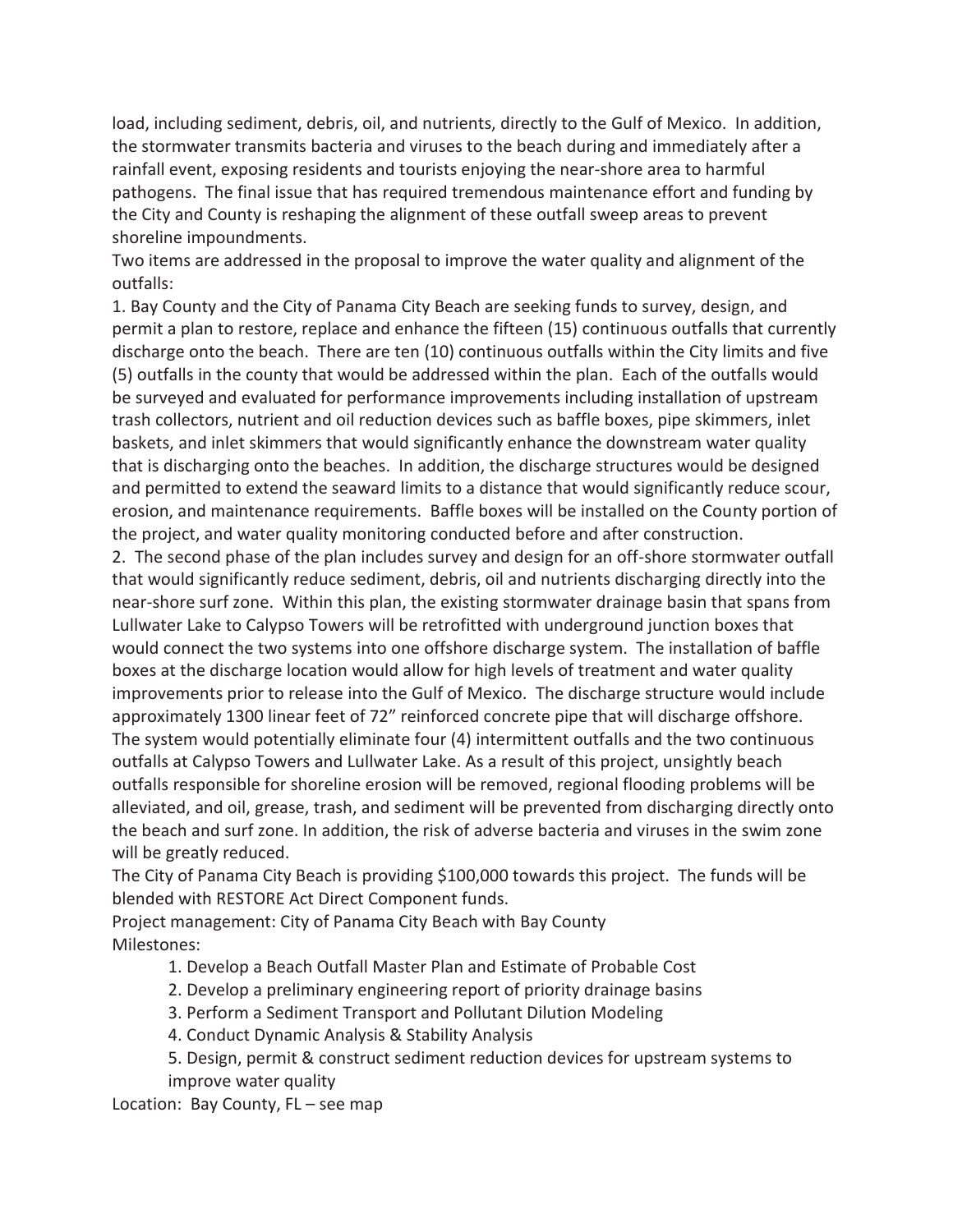load, including sediment, debris, oil, and nutrients, directly to the Gulf of Mexico. In addition, the stormwater transmits bacteria and viruses to the beach during and immediately after a rainfall event, exposing residents and tourists enjoying the near-shore area to harmful pathogens. The final issue that has required tremendous maintenance effort and funding by the City and County is reshaping the alignment of these outfall sweep areas to prevent shoreline impoundments.

Two items are addressed in the proposal to improve the water quality and alignment of the outfalls:

1. Bay County and the City of Panama City Beach are seeking funds to survey, design, and permit a plan to restore, replace and enhance the fifteen (15) continuous outfalls that currently discharge onto the beach. There are ten (10) continuous outfalls within the City limits and five (5) outfalls in the county that would be addressed within the plan. Each of the outfalls would be surveyed and evaluated for performance improvements including installation of upstream trash collectors, nutrient and oil reduction devices such as baffle boxes, pipe skimmers, inlet baskets, and inlet skimmers that would significantly enhance the downstream water quality that is discharging onto the beaches. In addition, the discharge structures would be designed and permitted to extend the seaward limits to a distance that would significantly reduce scour, erosion, and maintenance requirements. Baffle boxes will be installed on the County portion of the project, and water quality monitoring conducted before and after construction.
2. The second phase of the plan includes survey and design for an off-shore stormwater outfall that would significantly reduce sediment, debris, oil and nutrients discharging directly into the near-shore surf zone. Within this plan, the existing stormwater drainage basin that spans from Lullwater Lake to Calypso Towers will be retrofitted with underground junction boxes that would connect the two systems into one offshore discharge system. The installation of baffle boxes at the discharge location would allow for high levels of treatment and water quality improvements prior to release into the Gulf of Mexico. The discharge structure would include approximately 1300 linear feet of 72" reinforced concrete pipe that will discharge offshore. The system would potentially eliminate four (4) intermittent outfalls and the two continuous outfalls at Calypso Towers and Lullwater Lake. As a result of this project, unsightly beach outfalls responsible for shoreline erosion will be removed, regional flooding problems will be alleviated, and oil, grease, trash, and sediment will be prevented from discharging directly onto the beach and surf zone. In addition, the risk of adverse bacteria and viruses in the swim zone will be greatly reduced.

The City of Panama City Beach is providing $100,000 towards this project. The funds will be blended with RESTORE Act Direct Component funds.

Project management: City of Panama City Beach with Bay County

Milestones:

1. Develop a Beach Outfall Master Plan and Estimate of Probable Cost
2. Develop a preliminary engineering report of priority drainage basins
3. Perform a Sediment Transport and Pollutant Dilution Modeling
4. Conduct Dynamic Analysis & Stability Analysis
5. Design, permit & construct sediment reduction devices for upstream systems to improve water quality

Location: Bay County, FL – see map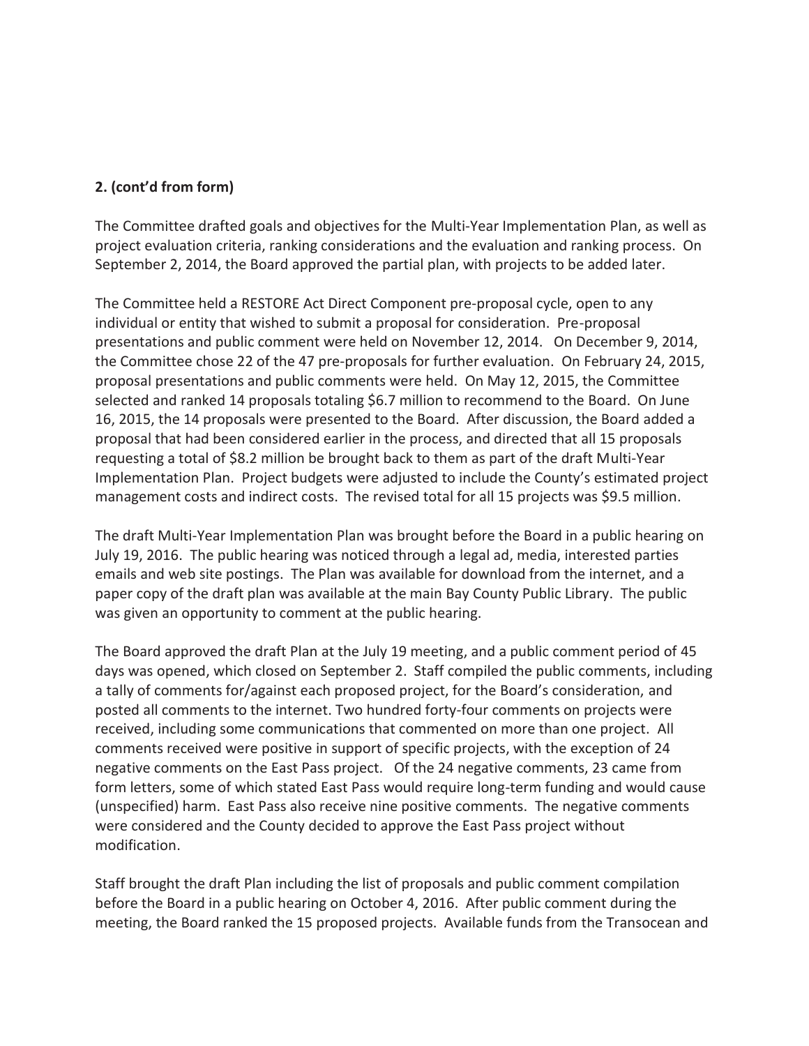**2. (cont'd from form)**

The Committee drafted goals and objectives for the Multi-Year Implementation Plan, as well as project evaluation criteria, ranking considerations and the evaluation and ranking process. On September 2, 2014, the Board approved the partial plan, with projects to be added later.

The Committee held a RESTORE Act Direct Component pre-proposal cycle, open to any individual or entity that wished to submit a proposal for consideration. Pre-proposal presentations and public comment were held on November 12, 2014. On December 9, 2014, the Committee chose 22 of the 47 pre-proposals for further evaluation. On February 24, 2015, proposal presentations and public comments were held. On May 12, 2015, the Committee selected and ranked 14 proposals totaling $6.7 million to recommend to the Board. On June 16, 2015, the 14 proposals were presented to the Board. After discussion, the Board added a proposal that had been considered earlier in the process, and directed that all 15 proposals requesting a total of $8.2 million be brought back to them as part of the draft Multi-Year Implementation Plan. Project budgets were adjusted to include the County's estimated project management costs and indirect costs. The revised total for all 15 projects was $9.5 million.

The draft Multi-Year Implementation Plan was brought before the Board in a public hearing on July 19, 2016. The public hearing was noticed through a legal ad, media, interested parties emails and web site postings. The Plan was available for download from the internet, and a paper copy of the draft plan was available at the main Bay County Public Library. The public was given an opportunity to comment at the public hearing.

The Board approved the draft Plan at the July 19 meeting, and a public comment period of 45 days was opened, which closed on September 2. Staff compiled the public comments, including a tally of comments for/against each proposed project, for the Board's consideration, and posted all comments to the internet. Two hundred forty-four comments on projects were received, including some communications that commented on more than one project. All comments received were positive in support of specific projects, with the exception of 24 negative comments on the East Pass project. Of the 24 negative comments, 23 came from form letters, some of which stated East Pass would require long-term funding and would cause (unspecified) harm. East Pass also receive nine positive comments. The negative comments were considered and the County decided to approve the East Pass project without modification.

Staff brought the draft Plan including the list of proposals and public comment compilation before the Board in a public hearing on October 4, 2016. After public comment during the meeting, the Board ranked the 15 proposed projects. Available funds from the Transocean and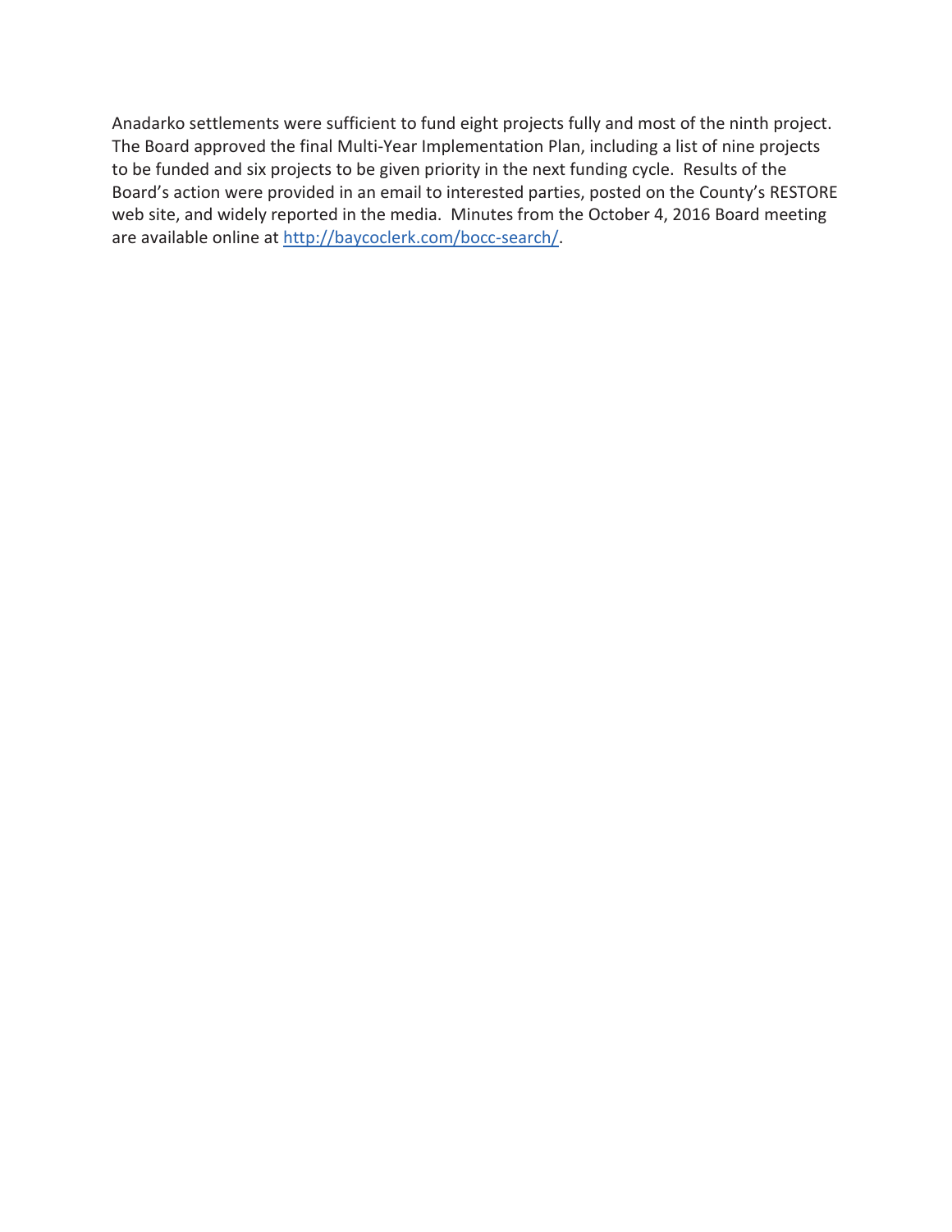Anadarko settlements were sufficient to fund eight projects fully and most of the ninth project. The Board approved the final Multi-Year Implementation Plan, including a list of nine projects to be funded and six projects to be given priority in the next funding cycle. Results of the Board's action were provided in an email to interested parties, posted on the County's RESTORE web site, and widely reported in the media. Minutes from the October 4, 2016 Board meeting are available online at [http://baycoclerk.com/bocc-search/](http://baycoclerk.com/bocc-search/).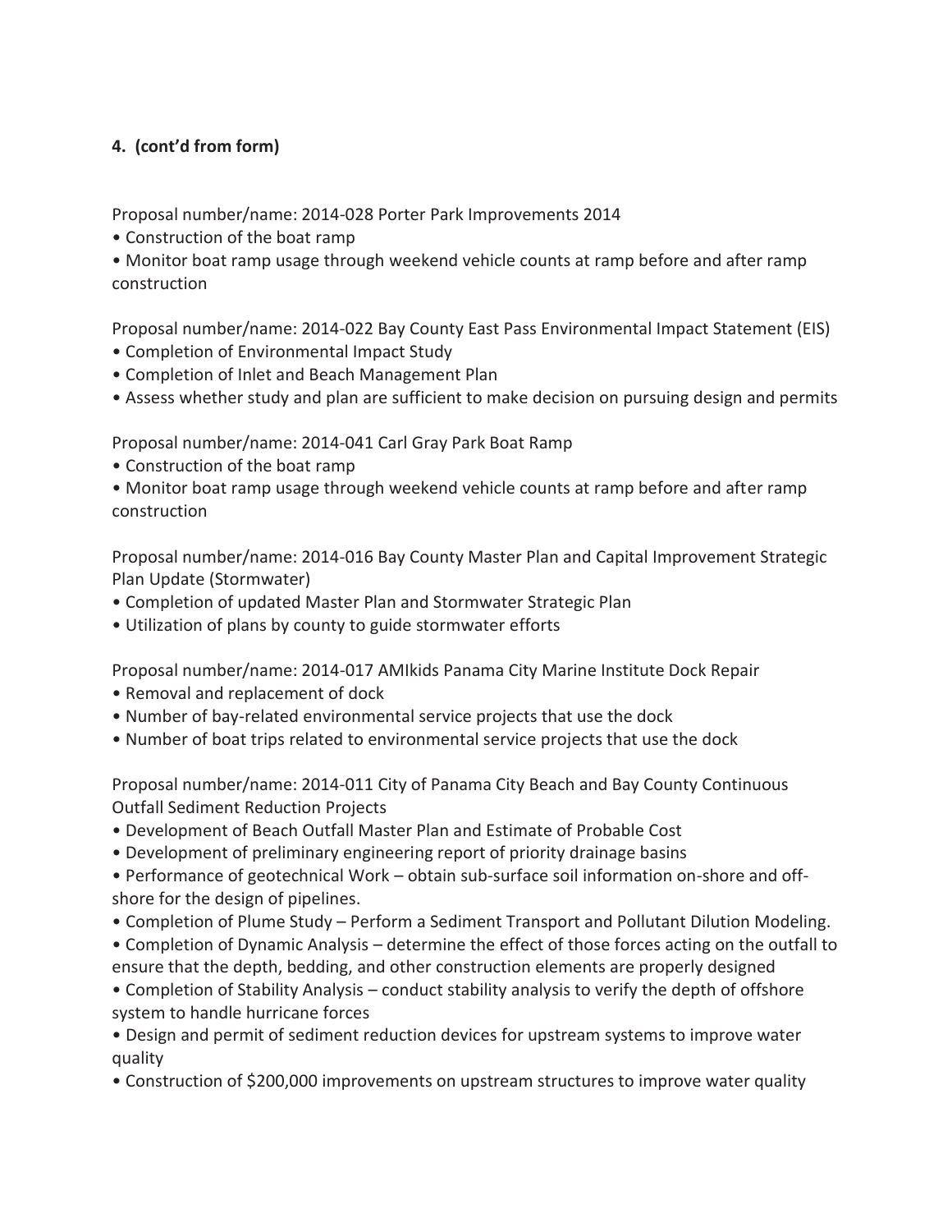**4. (cont'd from form)**

Proposal number/name: 2014-028 Porter Park Improvements 2014

- Construction of the boat ramp
- Monitor boat ramp usage through weekend vehicle counts at ramp before and after ramp construction

Proposal number/name: 2014-022 Bay County East Pass Environmental Impact Statement (EIS)

- Completion of Environmental Impact Study
- Completion of Inlet and Beach Management Plan
- Assess whether study and plan are sufficient to make decision on pursuing design and permits

Proposal number/name: 2014-041 Carl Gray Park Boat Ramp

- Construction of the boat ramp
- Monitor boat ramp usage through weekend vehicle counts at ramp before and after ramp construction

Proposal number/name: 2014-016 Bay County Master Plan and Capital Improvement Strategic Plan Update (Stormwater)

- Completion of updated Master Plan and Stormwater Strategic Plan
- Utilization of plans by county to guide stormwater efforts

Proposal number/name: 2014-017 AMIkids Panama City Marine Institute Dock Repair

- Removal and replacement of dock
- Number of bay-related environmental service projects that use the dock
- Number of boat trips related to environmental service projects that use the dock

Proposal number/name: 2014-011 City of Panama City Beach and Bay County Continuous Outfall Sediment Reduction Projects

- Development of Beach Outfall Master Plan and Estimate of Probable Cost
- Development of preliminary engineering report of priority drainage basins
- Performance of geotechnical Work – obtain sub-surface soil information on-shore and off-shore for the design of pipelines.
- Completion of Plume Study – Perform a Sediment Transport and Pollutant Dilution Modeling.
- Completion of Dynamic Analysis – determine the effect of those forces acting on the outfall to ensure that the depth, bedding, and other construction elements are properly designed
- Completion of Stability Analysis – conduct stability analysis to verify the depth of offshore system to handle hurricane forces
- Design and permit of sediment reduction devices for upstream systems to improve water quality
- Construction of $200,000 improvements on upstream structures to improve water quality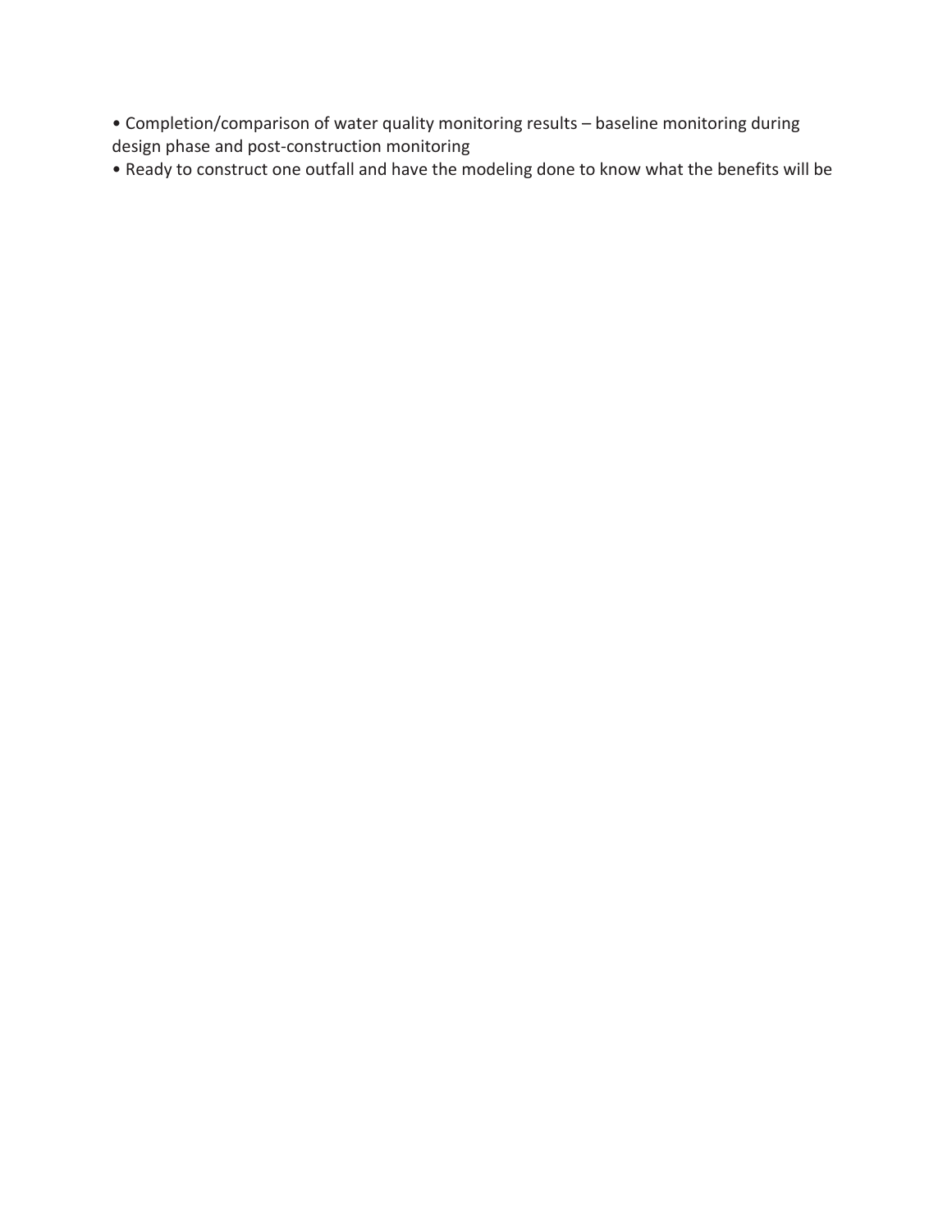- Completion/comparison of water quality monitoring results – baseline monitoring during design phase and post-construction monitoring
- Ready to construct one outfall and have the modeling done to know what the benefits will be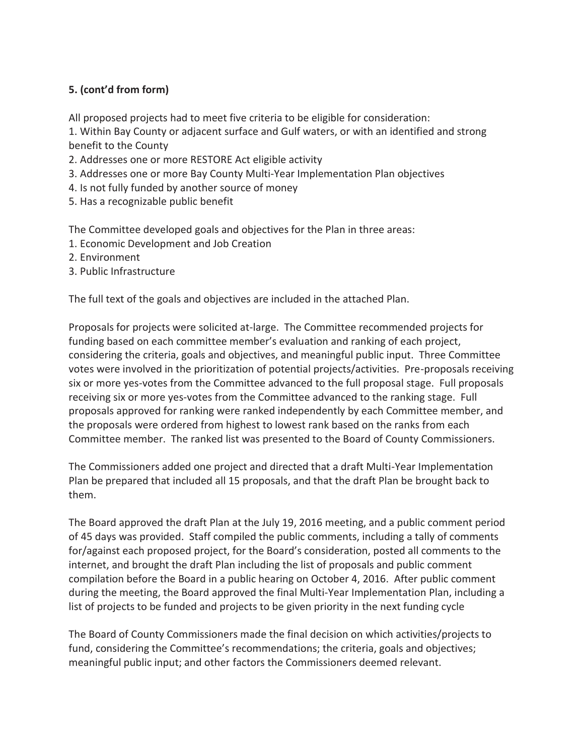**5. (cont'd from form)**

All proposed projects had to meet five criteria to be eligible for consideration:

1. Within Bay County or adjacent surface and Gulf waters, or with an identified and strong benefit to the County
2. Addresses one or more RESTORE Act eligible activity
3. Addresses one or more Bay County Multi-Year Implementation Plan objectives
4. Is not fully funded by another source of money
5. Has a recognizable public benefit

The Committee developed goals and objectives for the Plan in three areas:

1. Economic Development and Job Creation
2. Environment
3. Public Infrastructure

The full text of the goals and objectives are included in the attached Plan.

Proposals for projects were solicited at-large. The Committee recommended projects for funding based on each committee member's evaluation and ranking of each project, considering the criteria, goals and objectives, and meaningful public input. Three Committee votes were involved in the prioritization of potential projects/activities. Pre-proposals receiving six or more yes-votes from the Committee advanced to the full proposal stage. Full proposals receiving six or more yes-votes from the Committee advanced to the ranking stage. Full proposals approved for ranking were ranked independently by each Committee member, and the proposals were ordered from highest to lowest rank based on the ranks from each Committee member. The ranked list was presented to the Board of County Commissioners.

The Commissioners added one project and directed that a draft Multi-Year Implementation Plan be prepared that included all 15 proposals, and that the draft Plan be brought back to them.

The Board approved the draft Plan at the July 19, 2016 meeting, and a public comment period of 45 days was provided. Staff compiled the public comments, including a tally of comments for/against each proposed project, for the Board's consideration, posted all comments to the internet, and brought the draft Plan including the list of proposals and public comment compilation before the Board in a public hearing on October 4, 2016. After public comment during the meeting, the Board approved the final Multi-Year Implementation Plan, including a list of projects to be funded and projects to be given priority in the next funding cycle

The Board of County Commissioners made the final decision on which activities/projects to fund, considering the Committee's recommendations; the criteria, goals and objectives; meaningful public input; and other factors the Commissioners deemed relevant.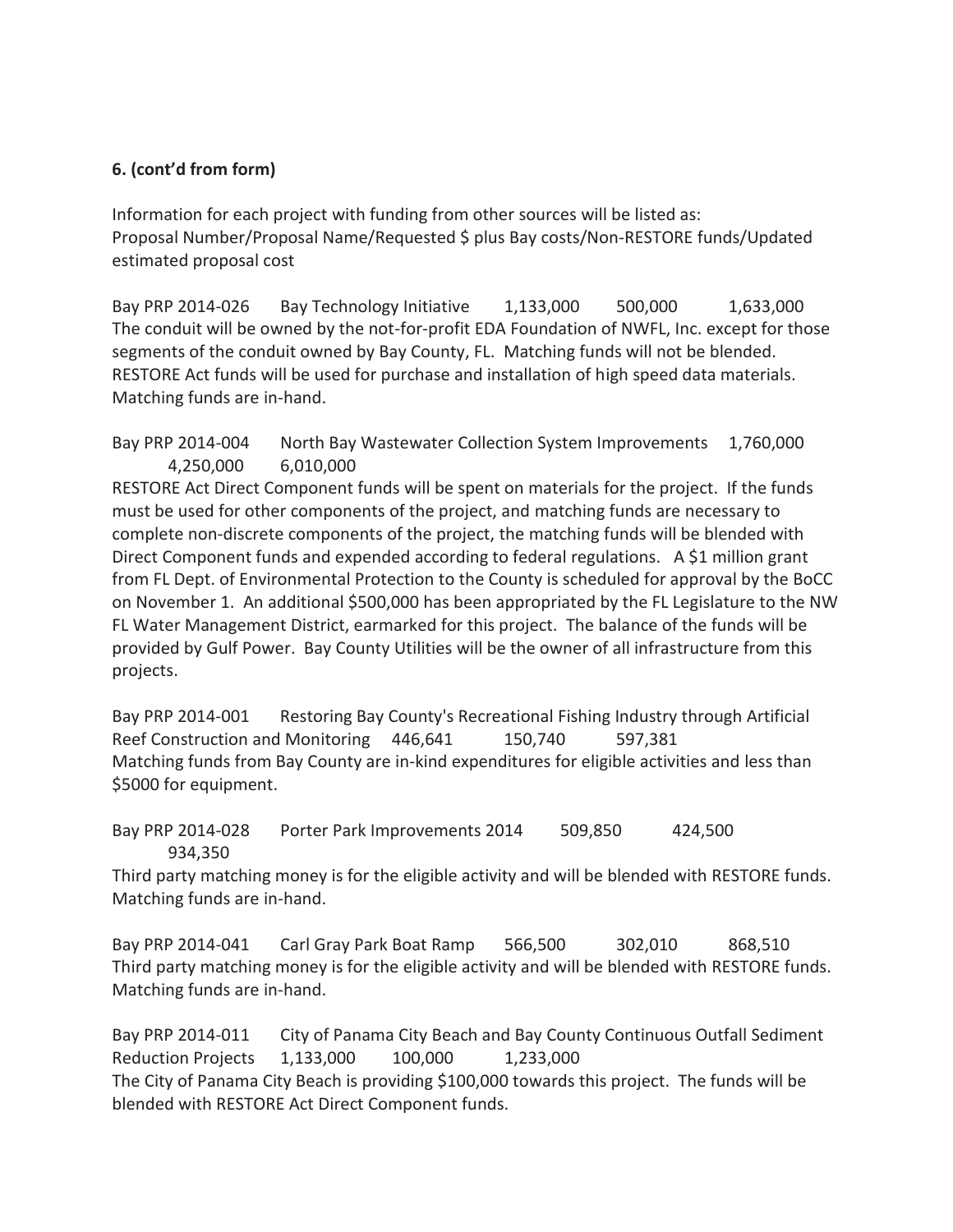**6. (cont'd from form)**

Information for each project with funding from other sources will be listed as:
Proposal Number/Proposal Name/Requested $ plus Bay costs/Non-RESTORE funds/Updated estimated proposal cost

Bay PRP 2014-026 Bay Technology Initiative 1,133,000 500,000 1,633,000
The conduit will be owned by the not-for-profit EDA Foundation of NWFL, Inc. except for those segments of the conduit owned by Bay County, FL. Matching funds will not be blended. RESTORE Act funds will be used for purchase and installation of high speed data materials. Matching funds are in-hand.

Bay PRP 2014-004 North Bay Wastewater Collection System Improvements 1,760,000 4,250,000 6,010,000
RESTORE Act Direct Component funds will be spent on materials for the project. If the funds must be used for other components of the project, and matching funds are necessary to complete non-discrete components of the project, the matching funds will be blended with Direct Component funds and expended according to federal regulations. A $1 million grant from FL Dept. of Environmental Protection to the County is scheduled for approval by the BoCC on November 1. An additional $500,000 has been appropriated by the FL Legislature to the NW FL Water Management District, earmarked for this project. The balance of the funds will be provided by Gulf Power. Bay County Utilities will be the owner of all infrastructure from this projects.

Bay PRP 2014-001 Restoring Bay County's Recreational Fishing Industry through Artificial Reef Construction and Monitoring 446,641 150,740 597,381
Matching funds from Bay County are in-kind expenditures for eligible activities and less than $5000 for equipment.

Bay PRP 2014-028 Porter Park Improvements 2014 509,850 424,500 934,350
Third party matching money is for the eligible activity and will be blended with RESTORE funds. Matching funds are in-hand.

Bay PRP 2014-041 Carl Gray Park Boat Ramp 566,500 302,010 868,510
Third party matching money is for the eligible activity and will be blended with RESTORE funds. Matching funds are in-hand.

Bay PRP 2014-011 City of Panama City Beach and Bay County Continuous Outfall Sediment Reduction Projects 1,133,000 100,000 1,233,000
The City of Panama City Beach is providing $100,000 towards this project. The funds will be blended with RESTORE Act Direct Component funds.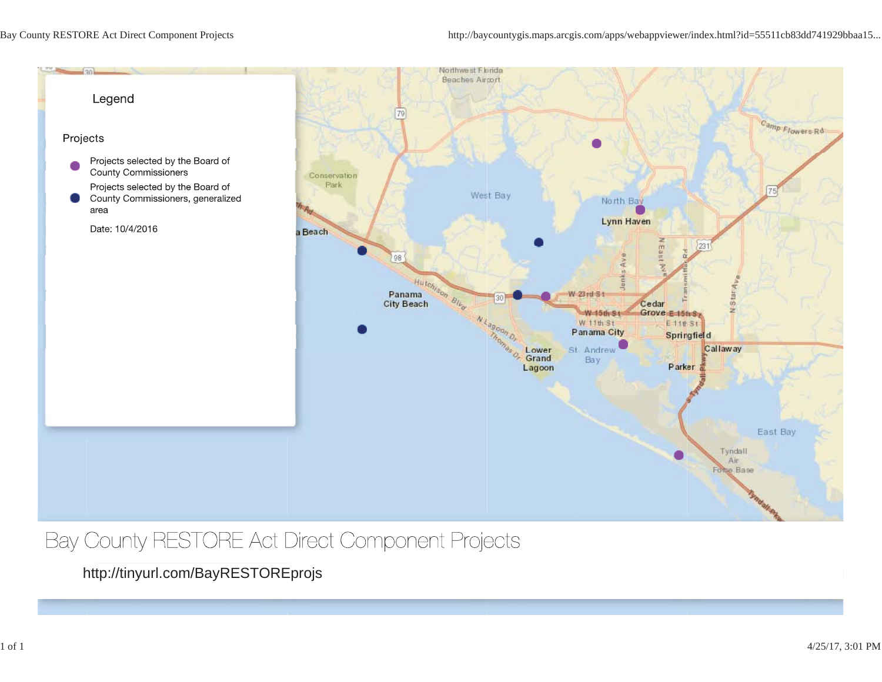Legend

Projects

- Projects selected by the Board of County Commissioners
- Projects selected by the Board of County Commissioners, generalized area

Date: 10/4/2016

Northwest Florida Beaches Airport
Conservation Park
West Bay
North Bay
Lynn Haven
Panama City Beach
Hutchison Blvd
N Lagoon Dr
Thomas Dr
Lower Grand Lagoon
W 23rd St
W 15th St
W 11th St
Panama City
Cedar Grove
E 15th St
E 11th St
Springfield
Callaway
Parker
St. Andrew Bay
Jenks Ave
N East Ave
Transmitter Rd
N Star Ave
Tyndall Pkwy
East Bay
Tyndall Air Force Base
Camp Flowers Rd
79
98
30
231
75

# Bay County RESTORE Act Direct Component Projects

http://tinyurl.com/BayRESTOREprojs